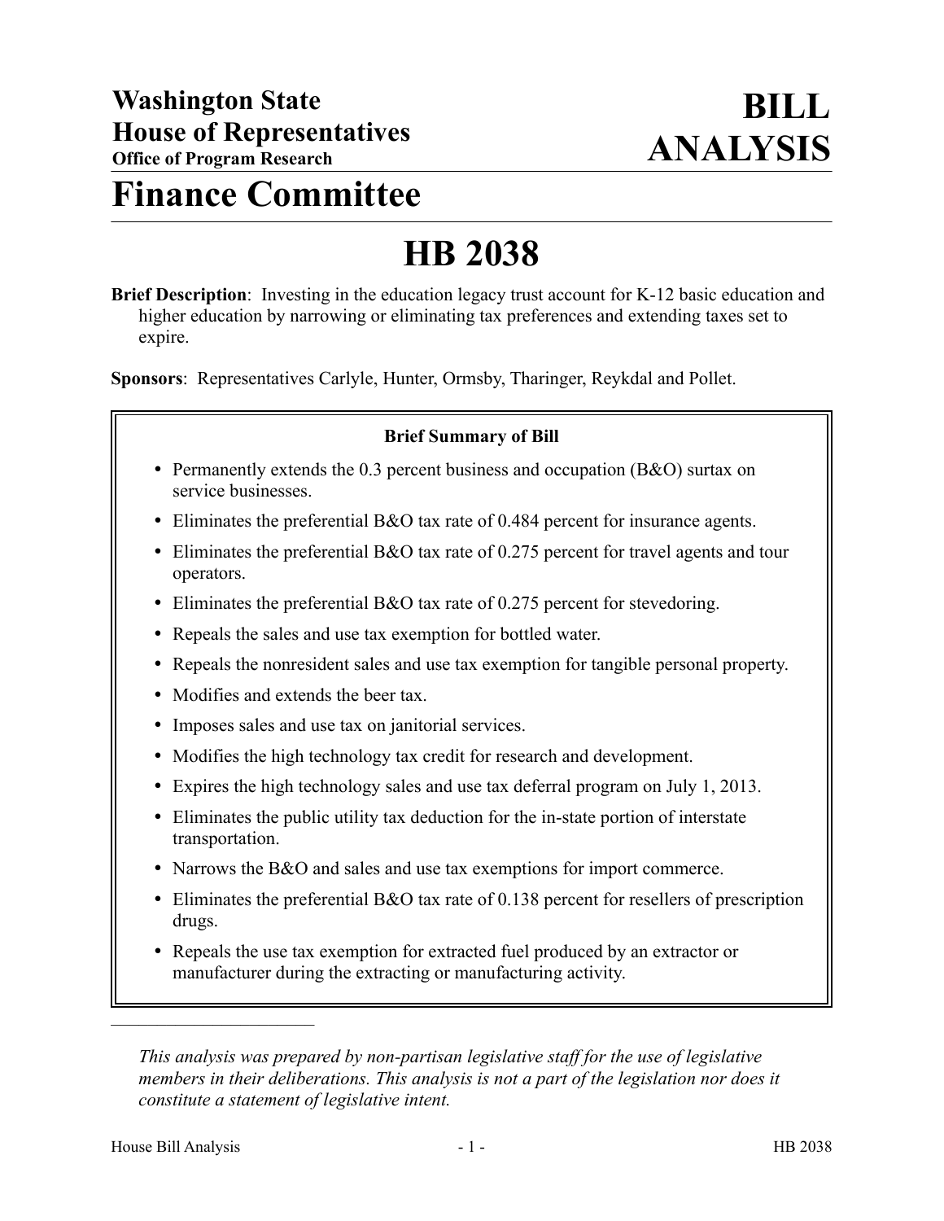# Washington State House of Representatives

**Office of Program Research**

# BILL ANALYSIS

# Finance Committee

# HB 2038

**Brief Description**: Investing in the education legacy trust account for K-12 basic education and higher education by narrowing or eliminating tax preferences and extending taxes set to expire.

**Sponsors**: Representatives Carlyle, Hunter, Ormsby, Tharinger, Reykdal and Pollet.

**Brief Summary of Bill**

- Permanently extends the 0.3 percent business and occupation (B&O) surtax on service businesses.
- Eliminates the preferential B&O tax rate of 0.484 percent for insurance agents.
- Eliminates the preferential B&O tax rate of 0.275 percent for travel agents and tour operators.
- Eliminates the preferential B&O tax rate of 0.275 percent for stevedoring.
- Repeals the sales and use tax exemption for bottled water.
- Repeals the nonresident sales and use tax exemption for tangible personal property.
- Modifies and extends the beer tax.
- Imposes sales and use tax on janitorial services.
- Modifies the high technology tax credit for research and development.
- Expires the high technology sales and use tax deferral program on July 1, 2013.
- Eliminates the public utility tax deduction for the in-state portion of interstate transportation.
- Narrows the B&O and sales and use tax exemptions for import commerce.
- Eliminates the preferential B&O tax rate of 0.138 percent for resellers of prescription drugs.
- Repeals the use tax exemption for extracted fuel produced by an extractor or manufacturer during the extracting or manufacturing activity.

---

*This analysis was prepared by non-partisan legislative staff for the use of legislative members in their deliberations. This analysis is not a part of the legislation nor does it constitute a statement of legislative intent.*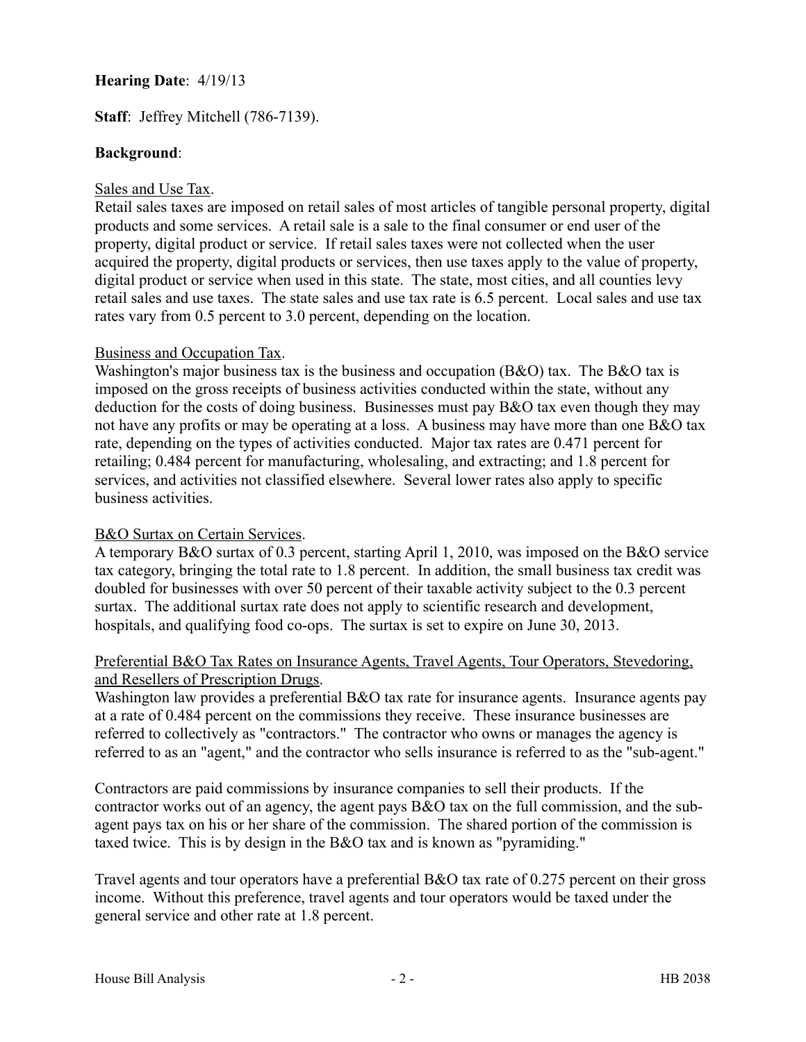**Hearing Date**: 4/19/13

**Staff**: Jeffrey Mitchell (786-7139).

**Background**:

Sales and Use Tax.

Retail sales taxes are imposed on retail sales of most articles of tangible personal property, digital products and some services. A retail sale is a sale to the final consumer or end user of the property, digital product or service. If retail sales taxes were not collected when the user acquired the property, digital products or services, then use taxes apply to the value of property, digital product or service when used in this state. The state, most cities, and all counties levy retail sales and use taxes. The state sales and use tax rate is 6.5 percent. Local sales and use tax rates vary from 0.5 percent to 3.0 percent, depending on the location.

Business and Occupation Tax.

Washington's major business tax is the business and occupation (B&O) tax. The B&O tax is imposed on the gross receipts of business activities conducted within the state, without any deduction for the costs of doing business. Businesses must pay B&O tax even though they may not have any profits or may be operating at a loss. A business may have more than one B&O tax rate, depending on the types of activities conducted. Major tax rates are 0.471 percent for retailing; 0.484 percent for manufacturing, wholesaling, and extracting; and 1.8 percent for services, and activities not classified elsewhere. Several lower rates also apply to specific business activities.

B&O Surtax on Certain Services.

A temporary B&O surtax of 0.3 percent, starting April 1, 2010, was imposed on the B&O service tax category, bringing the total rate to 1.8 percent. In addition, the small business tax credit was doubled for businesses with over 50 percent of their taxable activity subject to the 0.3 percent surtax. The additional surtax rate does not apply to scientific research and development, hospitals, and qualifying food co-ops. The surtax is set to expire on June 30, 2013.

Preferential B&O Tax Rates on Insurance Agents, Travel Agents, Tour Operators, Stevedoring, and Resellers of Prescription Drugs.

Washington law provides a preferential B&O tax rate for insurance agents. Insurance agents pay at a rate of 0.484 percent on the commissions they receive. These insurance businesses are referred to collectively as "contractors." The contractor who owns or manages the agency is referred to as an "agent," and the contractor who sells insurance is referred to as the "sub-agent."

Contractors are paid commissions by insurance companies to sell their products. If the contractor works out of an agency, the agent pays B&O tax on the full commission, and the sub-agent pays tax on his or her share of the commission. The shared portion of the commission is taxed twice. This is by design in the B&O tax and is known as "pyramiding."

Travel agents and tour operators have a preferential B&O tax rate of 0.275 percent on their gross income. Without this preference, travel agents and tour operators would be taxed under the general service and other rate at 1.8 percent.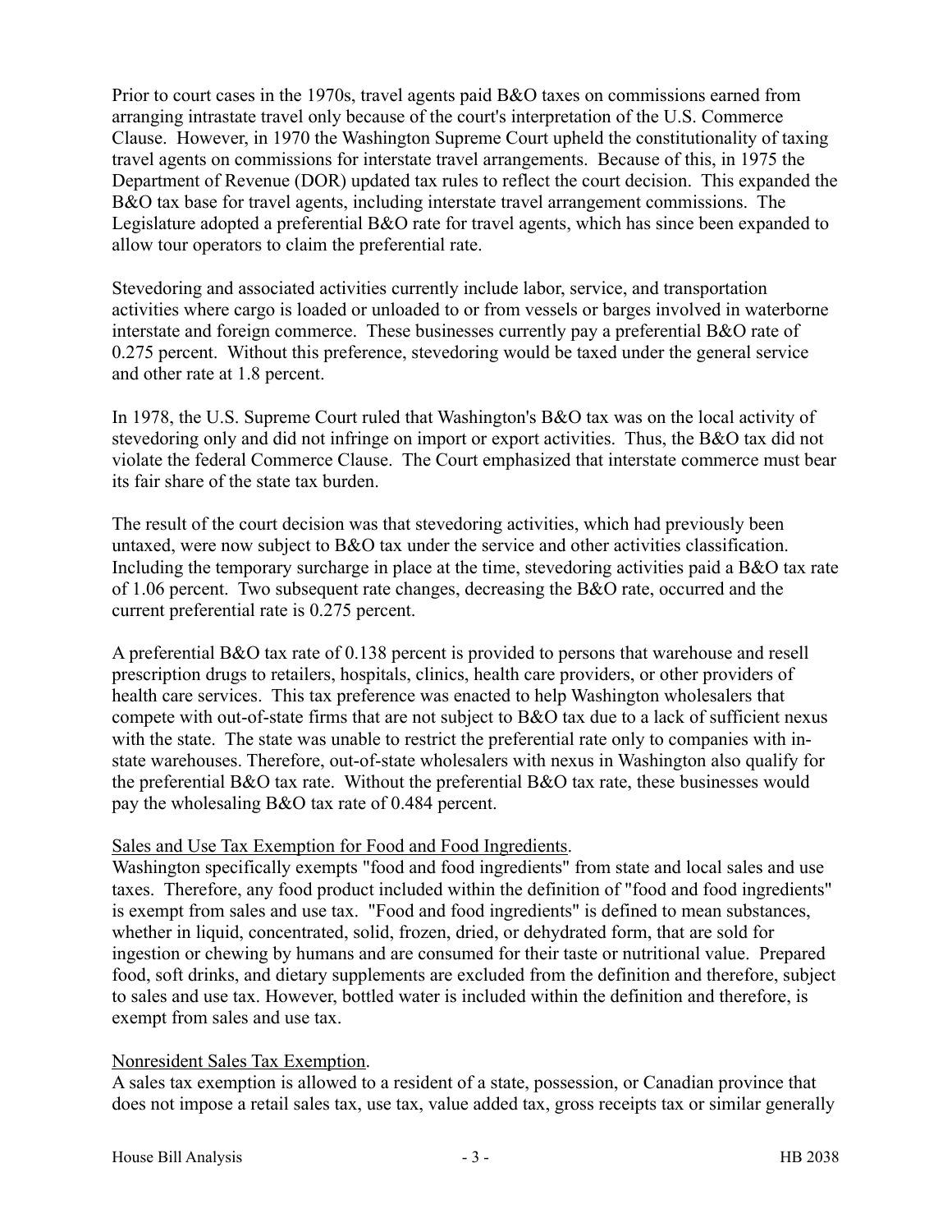Prior to court cases in the 1970s, travel agents paid B&O taxes on commissions earned from arranging intrastate travel only because of the court's interpretation of the U.S. Commerce Clause. However, in 1970 the Washington Supreme Court upheld the constitutionality of taxing travel agents on commissions for interstate travel arrangements. Because of this, in 1975 the Department of Revenue (DOR) updated tax rules to reflect the court decision. This expanded the B&O tax base for travel agents, including interstate travel arrangement commissions. The Legislature adopted a preferential B&O rate for travel agents, which has since been expanded to allow tour operators to claim the preferential rate.

Stevedoring and associated activities currently include labor, service, and transportation activities where cargo is loaded or unloaded to or from vessels or barges involved in waterborne interstate and foreign commerce. These businesses currently pay a preferential B&O rate of 0.275 percent. Without this preference, stevedoring would be taxed under the general service and other rate at 1.8 percent.

In 1978, the U.S. Supreme Court ruled that Washington's B&O tax was on the local activity of stevedoring only and did not infringe on import or export activities. Thus, the B&O tax did not violate the federal Commerce Clause. The Court emphasized that interstate commerce must bear its fair share of the state tax burden.

The result of the court decision was that stevedoring activities, which had previously been untaxed, were now subject to B&O tax under the service and other activities classification. Including the temporary surcharge in place at the time, stevedoring activities paid a B&O tax rate of 1.06 percent. Two subsequent rate changes, decreasing the B&O rate, occurred and the current preferential rate is 0.275 percent.

A preferential B&O tax rate of 0.138 percent is provided to persons that warehouse and resell prescription drugs to retailers, hospitals, clinics, health care providers, or other providers of health care services. This tax preference was enacted to help Washington wholesalers that compete with out-of-state firms that are not subject to B&O tax due to a lack of sufficient nexus with the state. The state was unable to restrict the preferential rate only to companies with in-state warehouses. Therefore, out-of-state wholesalers with nexus in Washington also qualify for the preferential B&O tax rate. Without the preferential B&O tax rate, these businesses would pay the wholesaling B&O tax rate of 0.484 percent.

Sales and Use Tax Exemption for Food and Food Ingredients.

Washington specifically exempts "food and food ingredients" from state and local sales and use taxes. Therefore, any food product included within the definition of "food and food ingredients" is exempt from sales and use tax. "Food and food ingredients" is defined to mean substances, whether in liquid, concentrated, solid, frozen, dried, or dehydrated form, that are sold for ingestion or chewing by humans and are consumed for their taste or nutritional value. Prepared food, soft drinks, and dietary supplements are excluded from the definition and therefore, subject to sales and use tax. However, bottled water is included within the definition and therefore, is exempt from sales and use tax.

Nonresident Sales Tax Exemption.

A sales tax exemption is allowed to a resident of a state, possession, or Canadian province that does not impose a retail sales tax, use tax, value added tax, gross receipts tax or similar generally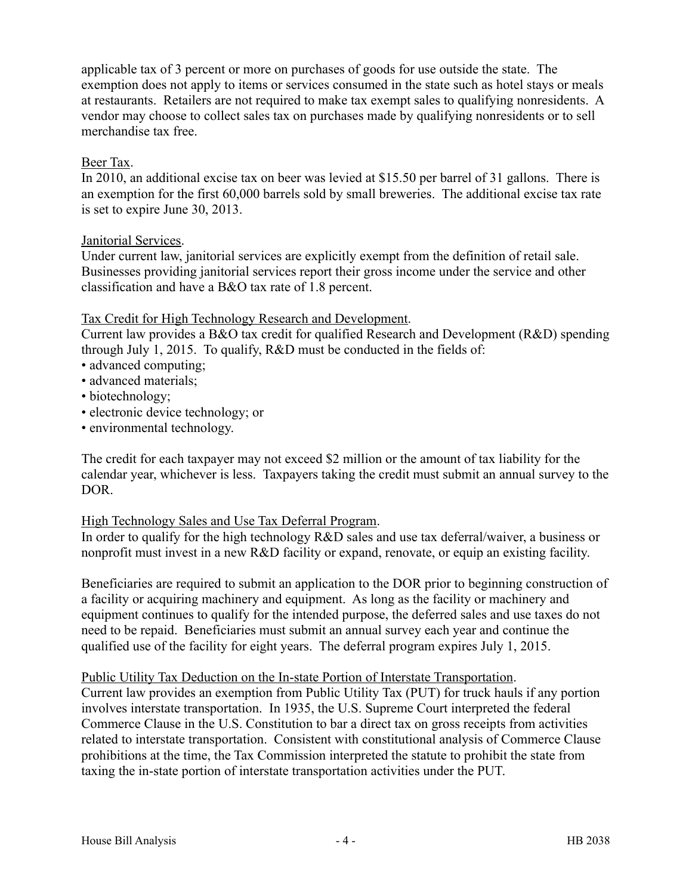applicable tax of 3 percent or more on purchases of goods for use outside the state. The exemption does not apply to items or services consumed in the state such as hotel stays or meals at restaurants. Retailers are not required to make tax exempt sales to qualifying nonresidents. A vendor may choose to collect sales tax on purchases made by qualifying nonresidents or to sell merchandise tax free.

Beer Tax.

In 2010, an additional excise tax on beer was levied at $15.50 per barrel of 31 gallons. There is an exemption for the first 60,000 barrels sold by small breweries. The additional excise tax rate is set to expire June 30, 2013.

Janitorial Services.

Under current law, janitorial services are explicitly exempt from the definition of retail sale. Businesses providing janitorial services report their gross income under the service and other classification and have a B&O tax rate of 1.8 percent.

Tax Credit for High Technology Research and Development.

Current law provides a B&O tax credit for qualified Research and Development (R&D) spending through July 1, 2015. To qualify, R&D must be conducted in the fields of:

- advanced computing;
- advanced materials;
- biotechnology;
- electronic device technology; or
- environmental technology.

The credit for each taxpayer may not exceed $2 million or the amount of tax liability for the calendar year, whichever is less. Taxpayers taking the credit must submit an annual survey to the DOR.

High Technology Sales and Use Tax Deferral Program.

In order to qualify for the high technology R&D sales and use tax deferral/waiver, a business or nonprofit must invest in a new R&D facility or expand, renovate, or equip an existing facility.

Beneficiaries are required to submit an application to the DOR prior to beginning construction of a facility or acquiring machinery and equipment. As long as the facility or machinery and equipment continues to qualify for the intended purpose, the deferred sales and use taxes do not need to be repaid. Beneficiaries must submit an annual survey each year and continue the qualified use of the facility for eight years. The deferral program expires July 1, 2015.

Public Utility Tax Deduction on the In-state Portion of Interstate Transportation.

Current law provides an exemption from Public Utility Tax (PUT) for truck hauls if any portion involves interstate transportation. In 1935, the U.S. Supreme Court interpreted the federal Commerce Clause in the U.S. Constitution to bar a direct tax on gross receipts from activities related to interstate transportation. Consistent with constitutional analysis of Commerce Clause prohibitions at the time, the Tax Commission interpreted the statute to prohibit the state from taxing the in-state portion of interstate transportation activities under the PUT.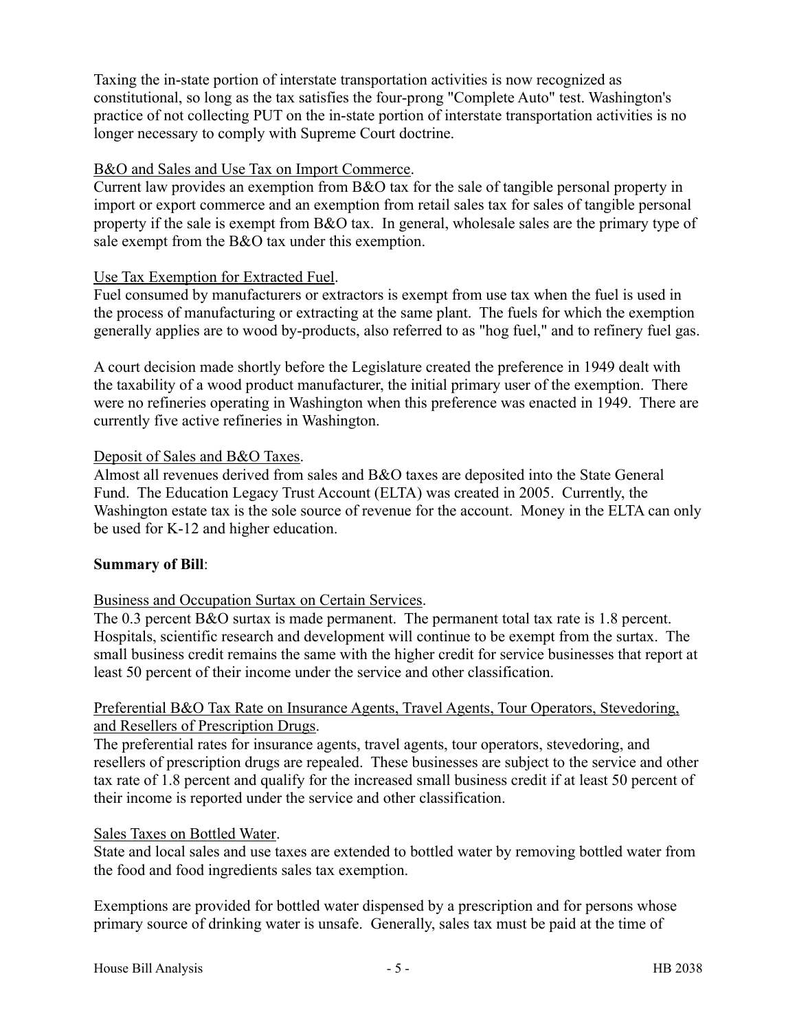Taxing the in-state portion of interstate transportation activities is now recognized as constitutional, so long as the tax satisfies the four-prong "Complete Auto" test. Washington's practice of not collecting PUT on the in-state portion of interstate transportation activities is no longer necessary to comply with Supreme Court doctrine.

<u>B&O and Sales and Use Tax on Import Commerce</u>.
Current law provides an exemption from B&O tax for the sale of tangible personal property in import or export commerce and an exemption from retail sales tax for sales of tangible personal property if the sale is exempt from B&O tax. In general, wholesale sales are the primary type of sale exempt from the B&O tax under this exemption.

<u>Use Tax Exemption for Extracted Fuel</u>.
Fuel consumed by manufacturers or extractors is exempt from use tax when the fuel is used in the process of manufacturing or extracting at the same plant. The fuels for which the exemption generally applies are to wood by-products, also referred to as "hog fuel," and to refinery fuel gas.

A court decision made shortly before the Legislature created the preference in 1949 dealt with the taxability of a wood product manufacturer, the initial primary user of the exemption. There were no refineries operating in Washington when this preference was enacted in 1949. There are currently five active refineries in Washington.

<u>Deposit of Sales and B&O Taxes</u>.
Almost all revenues derived from sales and B&O taxes are deposited into the State General Fund. The Education Legacy Trust Account (ELTA) was created in 2005. Currently, the Washington estate tax is the sole source of revenue for the account. Money in the ELTA can only be used for K-12 and higher education.

**Summary of Bill**:

<u>Business and Occupation Surtax on Certain Services</u>.
The 0.3 percent B&O surtax is made permanent. The permanent total tax rate is 1.8 percent. Hospitals, scientific research and development will continue to be exempt from the surtax. The small business credit remains the same with the higher credit for service businesses that report at least 50 percent of their income under the service and other classification.

<u>Preferential B&O Tax Rate on Insurance Agents, Travel Agents, Tour Operators, Stevedoring, and Resellers of Prescription Drugs</u>.
The preferential rates for insurance agents, travel agents, tour operators, stevedoring, and resellers of prescription drugs are repealed. These businesses are subject to the service and other tax rate of 1.8 percent and qualify for the increased small business credit if at least 50 percent of their income is reported under the service and other classification.

<u>Sales Taxes on Bottled Water</u>.
State and local sales and use taxes are extended to bottled water by removing bottled water from the food and food ingredients sales tax exemption.

Exemptions are provided for bottled water dispensed by a prescription and for persons whose primary source of drinking water is unsafe. Generally, sales tax must be paid at the time of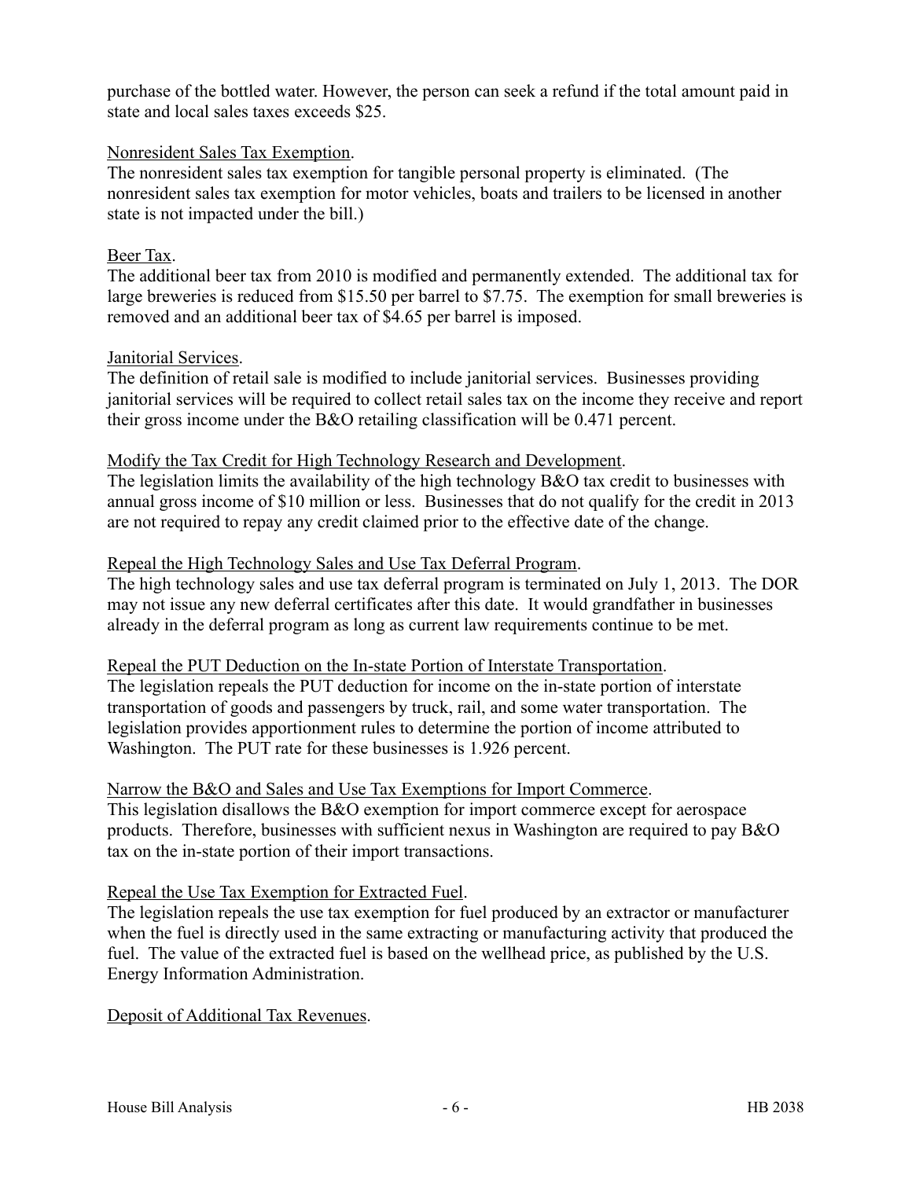purchase of the bottled water. However, the person can seek a refund if the total amount paid in state and local sales taxes exceeds $25.

Nonresident Sales Tax Exemption.

The nonresident sales tax exemption for tangible personal property is eliminated. (The nonresident sales tax exemption for motor vehicles, boats and trailers to be licensed in another state is not impacted under the bill.)

Beer Tax.

The additional beer tax from 2010 is modified and permanently extended. The additional tax for large breweries is reduced from $15.50 per barrel to $7.75. The exemption for small breweries is removed and an additional beer tax of $4.65 per barrel is imposed.

Janitorial Services.

The definition of retail sale is modified to include janitorial services. Businesses providing janitorial services will be required to collect retail sales tax on the income they receive and report their gross income under the B&O retailing classification will be 0.471 percent.

Modify the Tax Credit for High Technology Research and Development.

The legislation limits the availability of the high technology B&O tax credit to businesses with annual gross income of $10 million or less. Businesses that do not qualify for the credit in 2013 are not required to repay any credit claimed prior to the effective date of the change.

Repeal the High Technology Sales and Use Tax Deferral Program.

The high technology sales and use tax deferral program is terminated on July 1, 2013. The DOR may not issue any new deferral certificates after this date. It would grandfather in businesses already in the deferral program as long as current law requirements continue to be met.

Repeal the PUT Deduction on the In-state Portion of Interstate Transportation.

The legislation repeals the PUT deduction for income on the in-state portion of interstate transportation of goods and passengers by truck, rail, and some water transportation. The legislation provides apportionment rules to determine the portion of income attributed to Washington. The PUT rate for these businesses is 1.926 percent.

Narrow the B&O and Sales and Use Tax Exemptions for Import Commerce.

This legislation disallows the B&O exemption for import commerce except for aerospace products. Therefore, businesses with sufficient nexus in Washington are required to pay B&O tax on the in-state portion of their import transactions.

Repeal the Use Tax Exemption for Extracted Fuel.

The legislation repeals the use tax exemption for fuel produced by an extractor or manufacturer when the fuel is directly used in the same extracting or manufacturing activity that produced the fuel. The value of the extracted fuel is based on the wellhead price, as published by the U.S. Energy Information Administration.

Deposit of Additional Tax Revenues.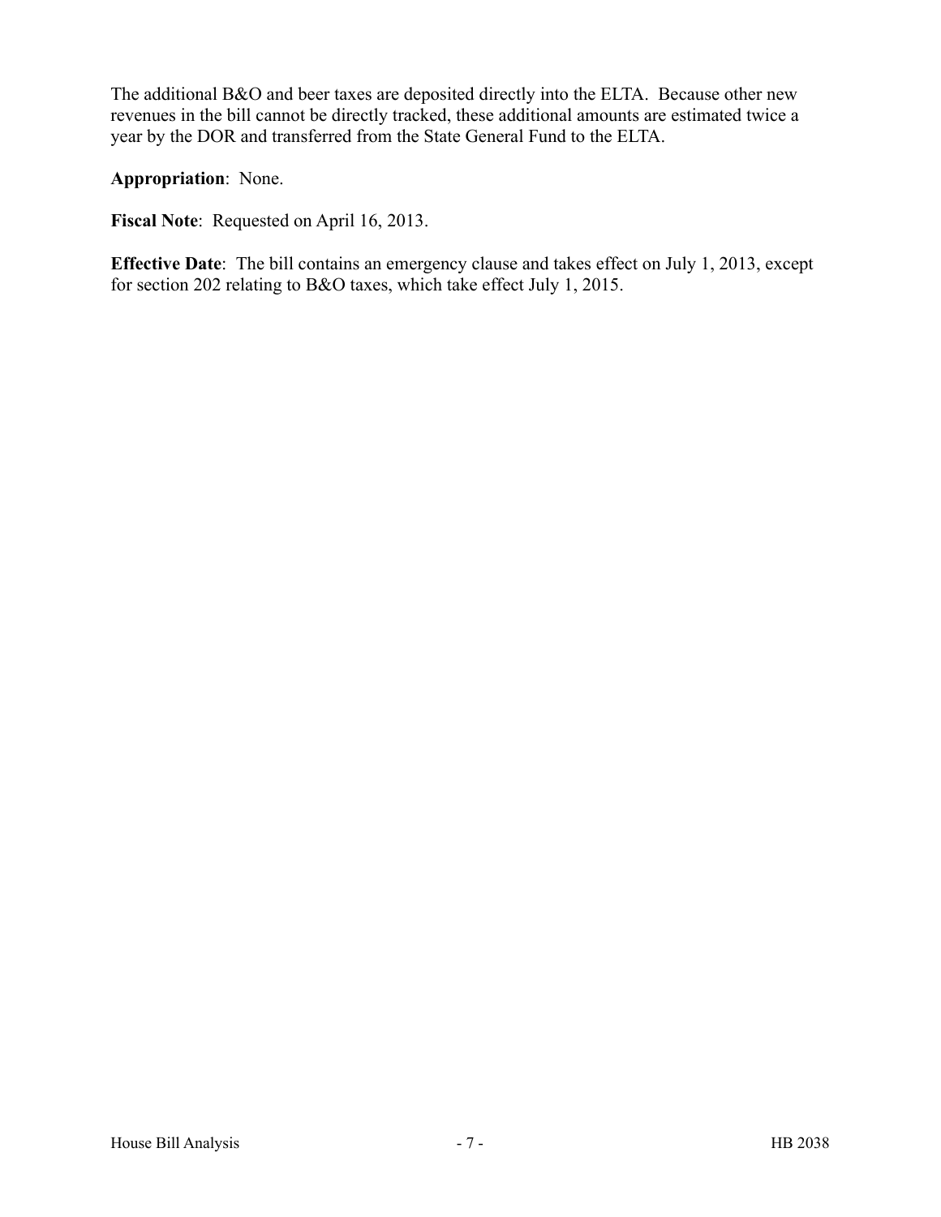The additional B&O and beer taxes are deposited directly into the ELTA. Because other new revenues in the bill cannot be directly tracked, these additional amounts are estimated twice a year by the DOR and transferred from the State General Fund to the ELTA.

**Appropriation**: None.

**Fiscal Note**: Requested on April 16, 2013.

**Effective Date**: The bill contains an emergency clause and takes effect on July 1, 2013, except for section 202 relating to B&O taxes, which take effect July 1, 2015.